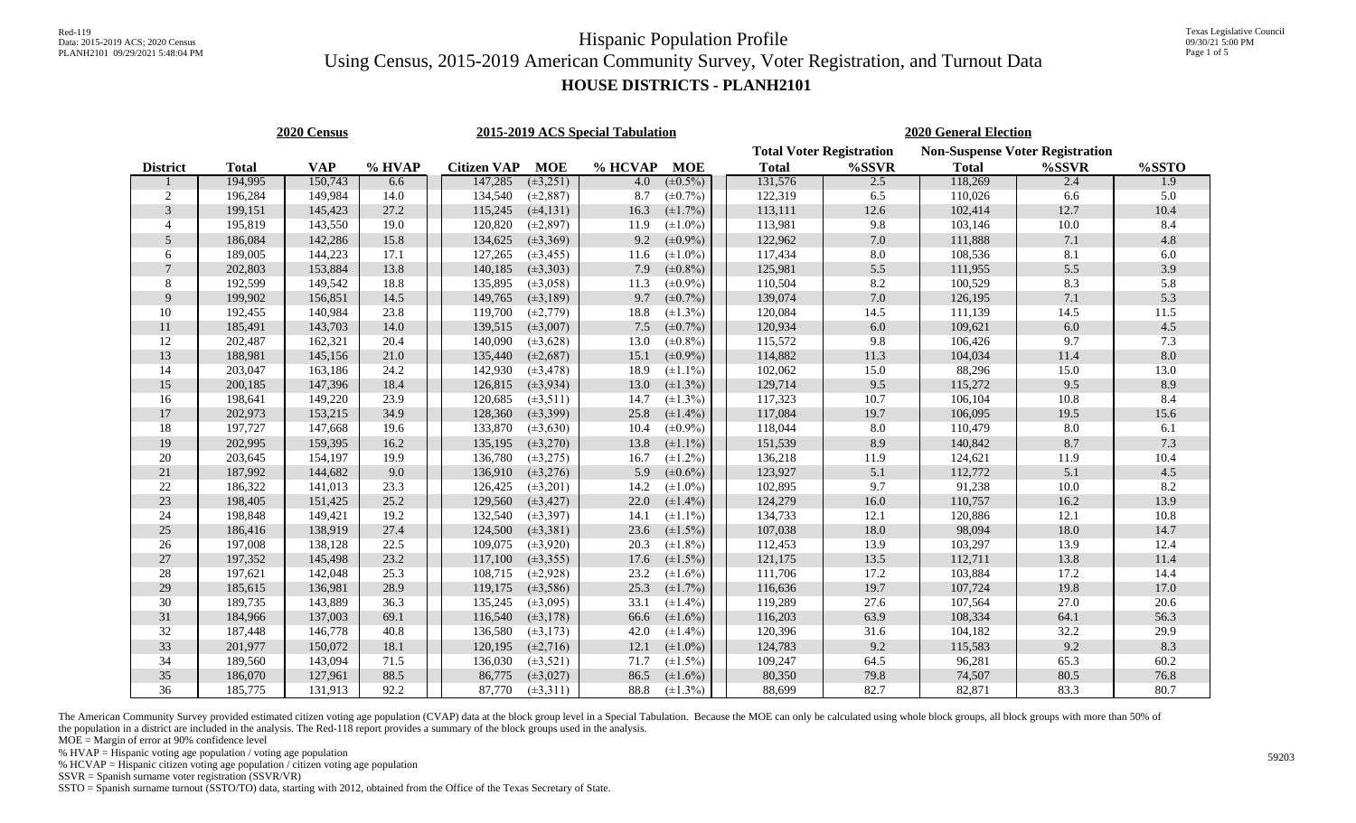# Hispanic Population Profile

## Using Census, 2015-2019 American Community Survey, Voter Registration, and Turnout Data

### HOUSE DISTRICTS - PLANH2101

| | 2020 Census | | | 2015-2019 ACS Special Tabulation | | | | 2020 General Election | | | | |
|---|---|---|---|---|---|---|---|---|---|---|---|---|
| | | | | | | | | Total Voter Registration | | Non-Suspense Voter Registration | | |
| District | Total | VAP | % HVAP | Citizen VAP | MOE | % HCVAP | MOE | Total | %SSVR | Total | %SSVR | %SSTO |
| 1 | 194,995 | 150,743 | 6.6 | 147,285 | (±3,251) | 4.0 | (±0.5%) | 131,576 | 2.5 | 118,269 | 2.4 | 1.9 |
| 2 | 196,284 | 149,984 | 14.0 | 134,540 | (±2,887) | 8.7 | (±0.7%) | 122,319 | 6.5 | 110,026 | 6.6 | 5.0 |
| 3 | 199,151 | 145,423 | 27.2 | 115,245 | (±4,131) | 16.3 | (±1.7%) | 113,111 | 12.6 | 102,414 | 12.7 | 10.4 |
| 4 | 195,819 | 143,550 | 19.0 | 120,820 | (±2,897) | 11.9 | (±1.0%) | 113,981 | 9.8 | 103,146 | 10.0 | 8.4 |
| 5 | 186,084 | 142,286 | 15.8 | 134,625 | (±3,369) | 9.2 | (±0.9%) | 122,962 | 7.0 | 111,888 | 7.1 | 4.8 |
| 6 | 189,005 | 144,223 | 17.1 | 127,265 | (±3,455) | 11.6 | (±1.0%) | 117,434 | 8.0 | 108,536 | 8.1 | 6.0 |
| 7 | 202,803 | 153,884 | 13.8 | 140,185 | (±3,303) | 7.9 | (±0.8%) | 125,981 | 5.5 | 111,955 | 5.5 | 3.9 |
| 8 | 192,599 | 149,542 | 18.8 | 135,895 | (±3,058) | 11.3 | (±0.9%) | 110,504 | 8.2 | 100,529 | 8.3 | 5.8 |
| 9 | 199,902 | 156,851 | 14.5 | 149,765 | (±3,189) | 9.7 | (±0.7%) | 139,074 | 7.0 | 126,195 | 7.1 | 5.3 |
| 10 | 192,455 | 140,984 | 23.8 | 119,700 | (±2,779) | 18.8 | (±1.3%) | 120,084 | 14.5 | 111,139 | 14.5 | 11.5 |
| 11 | 185,491 | 143,703 | 14.0 | 139,515 | (±3,007) | 7.5 | (±0.7%) | 120,934 | 6.0 | 109,621 | 6.0 | 4.5 |
| 12 | 202,487 | 162,321 | 20.4 | 140,090 | (±3,628) | 13.0 | (±0.8%) | 115,572 | 9.8 | 106,426 | 9.7 | 7.3 |
| 13 | 188,981 | 145,156 | 21.0 | 135,440 | (±2,687) | 15.1 | (±0.9%) | 114,882 | 11.3 | 104,034 | 11.4 | 8.0 |
| 14 | 203,047 | 163,186 | 24.2 | 142,930 | (±3,478) | 18.9 | (±1.1%) | 102,062 | 15.0 | 88,296 | 15.0 | 13.0 |
| 15 | 200,185 | 147,396 | 18.4 | 126,815 | (±3,934) | 13.0 | (±1.3%) | 129,714 | 9.5 | 115,272 | 9.5 | 8.9 |
| 16 | 198,641 | 149,220 | 23.9 | 120,685 | (±3,511) | 14.7 | (±1.3%) | 117,323 | 10.7 | 106,104 | 10.8 | 8.4 |
| 17 | 202,973 | 153,215 | 34.9 | 128,360 | (±3,399) | 25.8 | (±1.4%) | 117,084 | 19.7 | 106,095 | 19.5 | 15.6 |
| 18 | 197,727 | 147,668 | 19.6 | 133,870 | (±3,630) | 10.4 | (±0.9%) | 118,044 | 8.0 | 110,479 | 8.0 | 6.1 |
| 19 | 202,995 | 159,395 | 16.2 | 135,195 | (±3,270) | 13.8 | (±1.1%) | 151,539 | 8.9 | 140,842 | 8.7 | 7.3 |
| 20 | 203,645 | 154,197 | 19.9 | 136,780 | (±3,275) | 16.7 | (±1.2%) | 136,218 | 11.9 | 124,621 | 11.9 | 10.4 |
| 21 | 187,992 | 144,682 | 9.0 | 136,910 | (±3,276) | 5.9 | (±0.6%) | 123,927 | 5.1 | 112,772 | 5.1 | 4.5 |
| 22 | 186,322 | 141,013 | 23.3 | 126,425 | (±3,201) | 14.2 | (±1.0%) | 102,895 | 9.7 | 91,238 | 10.0 | 8.2 |
| 23 | 198,405 | 151,425 | 25.2 | 129,560 | (±3,427) | 22.0 | (±1.4%) | 124,279 | 16.0 | 110,757 | 16.2 | 13.9 |
| 24 | 198,848 | 149,421 | 19.2 | 132,540 | (±3,397) | 14.1 | (±1.1%) | 134,733 | 12.1 | 120,886 | 12.1 | 10.8 |
| 25 | 186,416 | 138,919 | 27.4 | 124,500 | (±3,381) | 23.6 | (±1.5%) | 107,038 | 18.0 | 98,094 | 18.0 | 14.7 |
| 26 | 197,008 | 138,128 | 22.5 | 109,075 | (±3,920) | 20.3 | (±1.8%) | 112,453 | 13.9 | 103,297 | 13.9 | 12.4 |
| 27 | 197,352 | 145,498 | 23.2 | 117,100 | (±3,355) | 17.6 | (±1.5%) | 121,175 | 13.5 | 112,711 | 13.8 | 11.4 |
| 28 | 197,621 | 142,048 | 25.3 | 108,715 | (±2,928) | 23.2 | (±1.6%) | 111,706 | 17.2 | 103,884 | 17.2 | 14.4 |
| 29 | 185,615 | 136,981 | 28.9 | 119,175 | (±3,586) | 25.3 | (±1.7%) | 116,636 | 19.7 | 107,724 | 19.8 | 17.0 |
| 30 | 189,735 | 143,889 | 36.3 | 135,245 | (±3,095) | 33.1 | (±1.4%) | 119,289 | 27.6 | 107,564 | 27.0 | 20.6 |
| 31 | 184,966 | 137,003 | 69.1 | 116,540 | (±3,178) | 66.6 | (±1.6%) | 116,203 | 63.9 | 108,334 | 64.1 | 56.3 |
| 32 | 187,448 | 146,778 | 40.8 | 136,580 | (±3,173) | 42.0 | (±1.4%) | 120,396 | 31.6 | 104,182 | 32.2 | 29.9 |
| 33 | 201,977 | 150,072 | 18.1 | 120,195 | (±2,716) | 12.1 | (±1.0%) | 124,783 | 9.2 | 115,583 | 9.2 | 8.3 |
| 34 | 189,560 | 143,094 | 71.5 | 136,030 | (±3,521) | 71.7 | (±1.5%) | 109,247 | 64.5 | 96,281 | 65.3 | 60.2 |
| 35 | 186,070 | 127,961 | 88.5 | 86,775 | (±3,027) | 86.5 | (±1.6%) | 80,350 | 79.8 | 74,507 | 80.5 | 76.8 |
| 36 | 185,775 | 131,913 | 92.2 | 87,770 | (±3,311) | 88.8 | (±1.3%) | 88,699 | 82.7 | 82,871 | 83.3 | 80.7 |

The American Community Survey provided estimated citizen voting age population (CVAP) data at the block group level in a Special Tabulation. Because the MOE can only be calculated using whole block groups, all block groups with more than 50% of the population in a district are included in the analysis. The Red-118 report provides a summary of the block groups used in the analysis.

MOE = Margin of error at 90% confidence level

% HVAP = Hispanic voting age population / voting age population

% HCVAP = Hispanic citizen voting age population / citizen voting age population

SSVR = Spanish surname voter registration (SSVR/VR)

SSTO = Spanish surname turnout (SSTO/TO) data, starting with 2012, obtained from the Office of the Texas Secretary of State.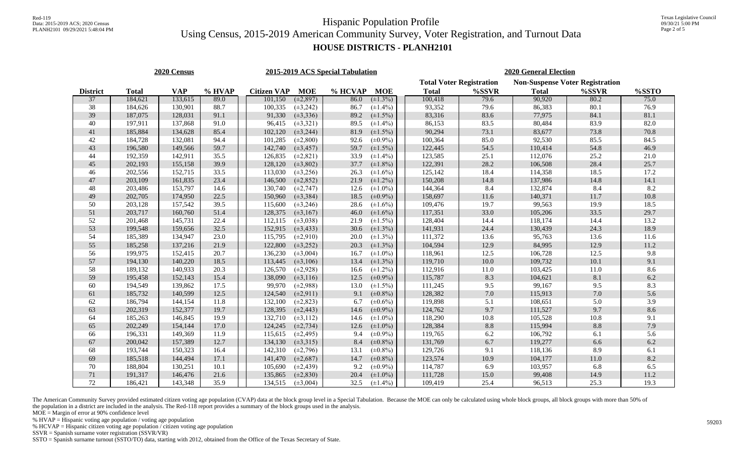# Hispanic Population Profile

## Using Census, 2015-2019 American Community Survey, Voter Registration, and Turnout Data

### HOUSE DISTRICTS - PLANH2101

| | 2020 Census | | | 2015-2019 ACS Special Tabulation | | | | 2020 General Election | | | | |
|---|---|---|---|---|---|---|---|---|---|---|---|---|
| | | | | | | | | Total Voter Registration | | Non-Suspense Voter Registration | | |
| District | Total | VAP | % HVAP | Citizen VAP | MOE | % HCVAP | MOE | Total | %SSVR | Total | %SSVR | %SSTO |
| 37 | 184,621 | 133,615 | 89.0 | 101,150 | (±2,897) | 86.0 | (±1.3%) | 100,418 | 79.6 | 90,920 | 80.2 | 75.0 |
| 38 | 184,626 | 130,901 | 88.7 | 100,335 | (±3,242) | 86.7 | (±1.4%) | 93,352 | 79.6 | 86,383 | 80.1 | 76.9 |
| 39 | 187,075 | 128,031 | 91.1 | 91,330 | (±3,336) | 89.2 | (±1.5%) | 83,316 | 83.6 | 77,975 | 84.1 | 81.1 |
| 40 | 197,911 | 137,868 | 91.0 | 96,415 | (±3,321) | 89.5 | (±1.4%) | 86,153 | 83.5 | 80,484 | 83.9 | 82.0 |
| 41 | 185,884 | 134,628 | 85.4 | 102,120 | (±3,244) | 81.9 | (±1.5%) | 90,294 | 73.1 | 83,677 | 73.8 | 70.8 |
| 42 | 184,728 | 132,081 | 94.4 | 101,285 | (±2,800) | 92.6 | (±0.9%) | 100,364 | 85.0 | 92,530 | 85.5 | 84.5 |
| 43 | 196,580 | 149,566 | 59.7 | 142,740 | (±3,457) | 59.7 | (±1.5%) | 122,445 | 54.5 | 110,414 | 54.8 | 46.9 |
| 44 | 192,359 | 142,911 | 35.5 | 126,835 | (±2,821) | 33.9 | (±1.4%) | 123,585 | 25.1 | 112,076 | 25.2 | 21.0 |
| 45 | 202,193 | 155,158 | 39.9 | 128,120 | (±3,802) | 37.7 | (±1.8%) | 122,391 | 28.2 | 106,508 | 28.4 | 25.7 |
| 46 | 202,556 | 152,715 | 33.5 | 113,030 | (±3,256) | 26.3 | (±1.6%) | 125,142 | 18.4 | 114,358 | 18.5 | 17.2 |
| 47 | 203,109 | 161,835 | 23.4 | 146,500 | (±2,852) | 21.9 | (±1.2%) | 150,208 | 14.8 | 137,986 | 14.8 | 14.1 |
| 48 | 203,486 | 153,797 | 14.6 | 130,740 | (±2,747) | 12.6 | (±1.0%) | 144,364 | 8.4 | 132,874 | 8.4 | 8.2 |
| 49 | 202,705 | 174,950 | 22.5 | 150,960 | (±3,384) | 18.5 | (±0.9%) | 158,697 | 11.6 | 140,371 | 11.7 | 10.8 |
| 50 | 203,128 | 157,542 | 39.5 | 115,600 | (±3,246) | 28.6 | (±1.6%) | 109,476 | 19.7 | 99,563 | 19.9 | 18.5 |
| 51 | 203,717 | 160,760 | 51.4 | 128,375 | (±3,167) | 46.0 | (±1.6%) | 117,351 | 33.0 | 105,206 | 33.5 | 29.7 |
| 52 | 201,468 | 145,731 | 22.4 | 112,115 | (±3,038) | 21.9 | (±1.5%) | 128,404 | 14.4 | 118,174 | 14.4 | 13.2 |
| 53 | 199,548 | 159,656 | 32.5 | 152,915 | (±3,433) | 30.6 | (±1.3%) | 141,931 | 24.4 | 130,439 | 24.3 | 18.9 |
| 54 | 185,389 | 134,947 | 23.0 | 115,795 | (±2,910) | 20.0 | (±1.3%) | 111,372 | 13.6 | 95,763 | 13.6 | 11.6 |
| 55 | 185,258 | 137,216 | 21.9 | 122,800 | (±3,252) | 20.3 | (±1.3%) | 104,594 | 12.9 | 84,995 | 12.9 | 11.2 |
| 56 | 199,975 | 152,415 | 20.7 | 136,230 | (±3,004) | 16.7 | (±1.0%) | 118,961 | 12.5 | 106,728 | 12.5 | 9.8 |
| 57 | 194,130 | 140,220 | 18.5 | 113,445 | (±3,106) | 13.4 | (±1.3%) | 119,710 | 10.0 | 109,732 | 10.1 | 9.1 |
| 58 | 189,132 | 140,933 | 20.3 | 126,570 | (±2,928) | 16.6 | (±1.2%) | 112,916 | 11.0 | 103,425 | 11.0 | 8.6 |
| 59 | 195,458 | 152,143 | 15.4 | 138,090 | (±3,116) | 12.5 | (±0.9%) | 115,787 | 8.3 | 104,621 | 8.1 | 6.2 |
| 60 | 194,549 | 139,862 | 17.5 | 99,970 | (±2,988) | 13.0 | (±1.5%) | 111,245 | 9.5 | 99,167 | 9.5 | 8.3 |
| 61 | 185,732 | 140,599 | 12.5 | 124,540 | (±2,911) | 9.1 | (±0.8%) | 128,382 | 7.0 | 115,913 | 7.0 | 5.6 |
| 62 | 186,794 | 144,154 | 11.8 | 132,100 | (±2,823) | 6.7 | (±0.6%) | 119,898 | 5.1 | 108,651 | 5.0 | 3.9 |
| 63 | 202,319 | 152,377 | 19.7 | 128,395 | (±2,443) | 14.6 | (±0.9%) | 124,762 | 9.7 | 111,527 | 9.7 | 8.6 |
| 64 | 185,263 | 146,845 | 19.9 | 132,710 | (±3,112) | 14.6 | (±1.0%) | 118,290 | 10.8 | 105,528 | 10.8 | 9.1 |
| 65 | 202,249 | 154,144 | 17.0 | 124,245 | (±2,734) | 12.6 | (±1.0%) | 128,384 | 8.8 | 115,994 | 8.8 | 7.9 |
| 66 | 196,331 | 149,369 | 11.9 | 115,615 | (±2,495) | 9.4 | (±0.9%) | 119,765 | 6.2 | 106,792 | 6.1 | 5.6 |
| 67 | 200,042 | 157,389 | 12.7 | 134,130 | (±3,315) | 8.4 | (±0.8%) | 131,769 | 6.7 | 119,277 | 6.6 | 6.2 |
| 68 | 193,744 | 150,323 | 16.4 | 142,310 | (±2,796) | 13.1 | (±0.8%) | 129,726 | 9.1 | 118,136 | 8.9 | 6.1 |
| 69 | 185,518 | 144,494 | 17.1 | 141,470 | (±2,687) | 14.7 | (±0.8%) | 123,574 | 10.9 | 104,177 | 11.0 | 8.2 |
| 70 | 188,804 | 130,251 | 10.1 | 105,690 | (±2,439) | 9.2 | (±0.9%) | 114,787 | 6.9 | 103,957 | 6.8 | 6.5 |
| 71 | 191,317 | 146,476 | 21.6 | 135,865 | (±2,830) | 20.4 | (±1.0%) | 111,728 | 15.0 | 99,408 | 14.9 | 11.2 |
| 72 | 186,421 | 143,348 | 35.9 | 134,515 | (±3,004) | 32.5 | (±1.4%) | 109,419 | 25.4 | 96,513 | 25.3 | 19.3 |

The American Community Survey provided estimated citizen voting age population (CVAP) data at the block group level in a Special Tabulation. Because the MOE can only be calculated using whole block groups, all block groups with more than 50% of the population in a district are included in the analysis. The Red-118 report provides a summary of the block groups used in the analysis.

MOE = Margin of error at 90% confidence level

% HVAP = Hispanic voting age population / voting age population

% HCVAP = Hispanic citizen voting age population / citizen voting age population

SSVR = Spanish surname voter registration (SSVR/VR)

SSTO = Spanish surname turnout (SSTO/TO) data, starting with 2012, obtained from the Office of the Texas Secretary of State.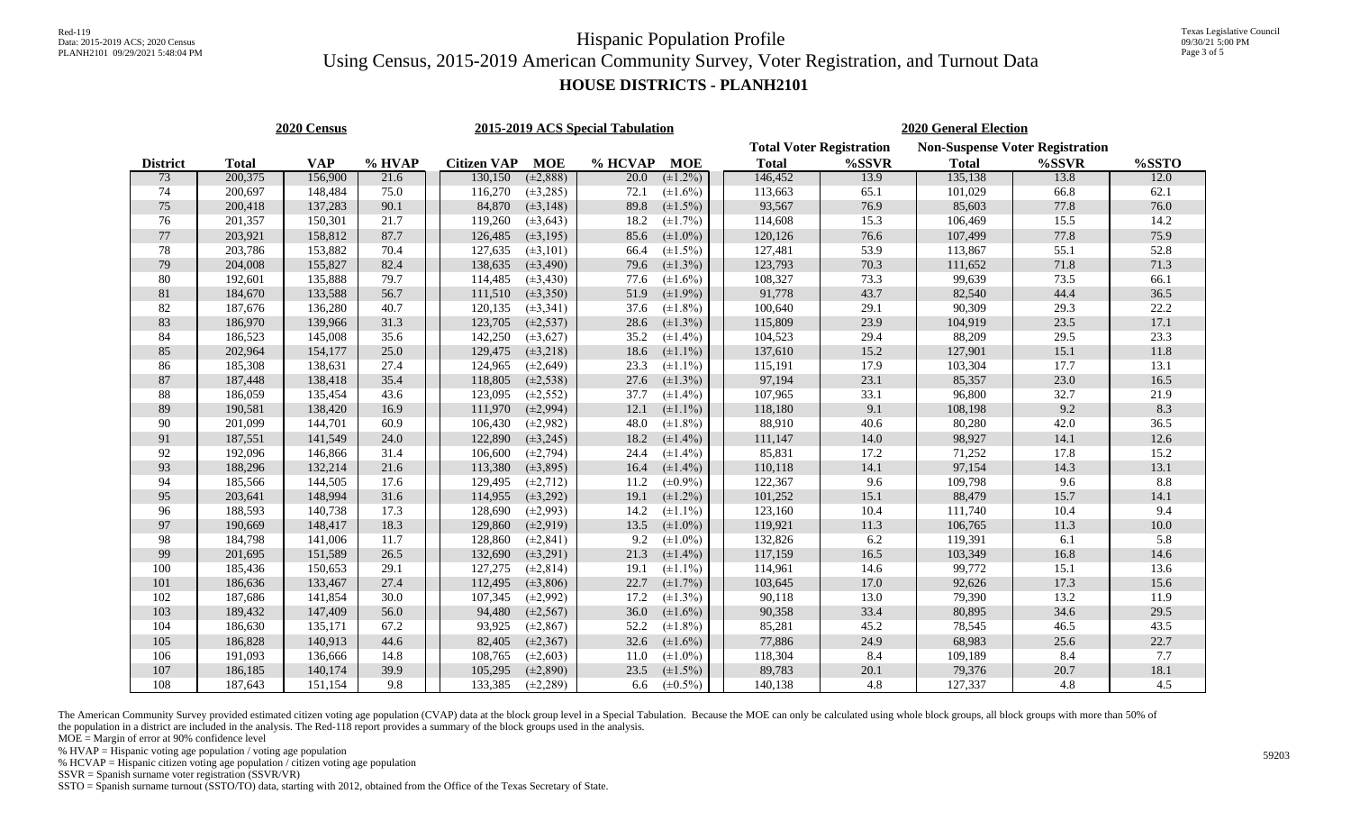# Hispanic Population Profile

## Using Census, 2015-2019 American Community Survey, Voter Registration, and Turnout Data

### HOUSE DISTRICTS - PLANH2101

| | 2020 Census | | | 2015-2019 ACS Special Tabulation | | | | 2020 General Election | | | | |
|---|---|---|---|---|---|---|---|---|---|---|---|---|
| | | | | | | | | Total Voter Registration | | Non-Suspense Voter Registration | | |
| District | Total | VAP | % HVAP | Citizen VAP | MOE | % HCVAP | MOE | Total | %SSVR | Total | %SSVR | %SSTO |
| 73 | 200,375 | 156,900 | 21.6 | 130,150 | (±2,888) | 20.0 | (±1.2%) | 146,452 | 13.9 | 135,138 | 13.8 | 12.0 |
| 74 | 200,697 | 148,484 | 75.0 | 116,270 | (±3,285) | 72.1 | (±1.6%) | 113,663 | 65.1 | 101,029 | 66.8 | 62.1 |
| 75 | 200,418 | 137,283 | 90.1 | 84,870 | (±3,148) | 89.8 | (±1.5%) | 93,567 | 76.9 | 85,603 | 77.8 | 76.0 |
| 76 | 201,357 | 150,301 | 21.7 | 119,260 | (±3,643) | 18.2 | (±1.7%) | 114,608 | 15.3 | 106,469 | 15.5 | 14.2 |
| 77 | 203,921 | 158,812 | 87.7 | 126,485 | (±3,195) | 85.6 | (±1.0%) | 120,126 | 76.6 | 107,499 | 77.8 | 75.9 |
| 78 | 203,786 | 153,882 | 70.4 | 127,635 | (±3,101) | 66.4 | (±1.5%) | 127,481 | 53.9 | 113,867 | 55.1 | 52.8 |
| 79 | 204,008 | 155,827 | 82.4 | 138,635 | (±3,490) | 79.6 | (±1.3%) | 123,793 | 70.3 | 111,652 | 71.8 | 71.3 |
| 80 | 192,601 | 135,888 | 79.7 | 114,485 | (±3,430) | 77.6 | (±1.6%) | 108,327 | 73.3 | 99,639 | 73.5 | 66.1 |
| 81 | 184,670 | 133,588 | 56.7 | 111,510 | (±3,350) | 51.9 | (±1.9%) | 91,778 | 43.7 | 82,540 | 44.4 | 36.5 |
| 82 | 187,676 | 136,280 | 40.7 | 120,135 | (±3,341) | 37.6 | (±1.8%) | 100,640 | 29.1 | 90,309 | 29.3 | 22.2 |
| 83 | 186,970 | 139,966 | 31.3 | 123,705 | (±2,537) | 28.6 | (±1.3%) | 115,809 | 23.9 | 104,919 | 23.5 | 17.1 |
| 84 | 186,523 | 145,008 | 35.6 | 142,250 | (±3,627) | 35.2 | (±1.4%) | 104,523 | 29.4 | 88,209 | 29.5 | 23.3 |
| 85 | 202,964 | 154,177 | 25.0 | 129,475 | (±3,218) | 18.6 | (±1.1%) | 137,610 | 15.2 | 127,901 | 15.1 | 11.8 |
| 86 | 185,308 | 138,631 | 27.4 | 124,965 | (±2,649) | 23.3 | (±1.1%) | 115,191 | 17.9 | 103,304 | 17.7 | 13.1 |
| 87 | 187,448 | 138,418 | 35.4 | 118,805 | (±2,538) | 27.6 | (±1.3%) | 97,194 | 23.1 | 85,357 | 23.0 | 16.5 |
| 88 | 186,059 | 135,454 | 43.6 | 123,095 | (±2,552) | 37.7 | (±1.4%) | 107,965 | 33.1 | 96,800 | 32.7 | 21.9 |
| 89 | 190,581 | 138,420 | 16.9 | 111,970 | (±2,994) | 12.1 | (±1.1%) | 118,180 | 9.1 | 108,198 | 9.2 | 8.3 |
| 90 | 201,099 | 144,701 | 60.9 | 106,430 | (±2,982) | 48.0 | (±1.8%) | 88,910 | 40.6 | 80,280 | 42.0 | 36.5 |
| 91 | 187,551 | 141,549 | 24.0 | 122,890 | (±3,245) | 18.2 | (±1.4%) | 111,147 | 14.0 | 98,927 | 14.1 | 12.6 |
| 92 | 192,096 | 146,866 | 31.4 | 106,600 | (±2,794) | 24.4 | (±1.4%) | 85,831 | 17.2 | 71,252 | 17.8 | 15.2 |
| 93 | 188,296 | 132,214 | 21.6 | 113,380 | (±3,895) | 16.4 | (±1.4%) | 110,118 | 14.1 | 97,154 | 14.3 | 13.1 |
| 94 | 185,566 | 144,505 | 17.6 | 129,495 | (±2,712) | 11.2 | (±0.9%) | 122,367 | 9.6 | 109,798 | 9.6 | 8.8 |
| 95 | 203,641 | 148,994 | 31.6 | 114,955 | (±3,292) | 19.1 | (±1.2%) | 101,252 | 15.1 | 88,479 | 15.7 | 14.1 |
| 96 | 188,593 | 140,738 | 17.3 | 128,690 | (±2,993) | 14.2 | (±1.1%) | 123,160 | 10.4 | 111,740 | 10.4 | 9.4 |
| 97 | 190,669 | 148,417 | 18.3 | 129,860 | (±2,919) | 13.5 | (±1.0%) | 119,921 | 11.3 | 106,765 | 11.3 | 10.0 |
| 98 | 184,798 | 141,006 | 11.7 | 128,860 | (±2,841) | 9.2 | (±1.0%) | 132,826 | 6.2 | 119,391 | 6.1 | 5.8 |
| 99 | 201,695 | 151,589 | 26.5 | 132,690 | (±3,291) | 21.3 | (±1.4%) | 117,159 | 16.5 | 103,349 | 16.8 | 14.6 |
| 100 | 185,436 | 150,653 | 29.1 | 127,275 | (±2,814) | 19.1 | (±1.1%) | 114,961 | 14.6 | 99,772 | 15.1 | 13.6 |
| 101 | 186,636 | 133,467 | 27.4 | 112,495 | (±3,806) | 22.7 | (±1.7%) | 103,645 | 17.0 | 92,626 | 17.3 | 15.6 |
| 102 | 187,686 | 141,854 | 30.0 | 107,345 | (±2,992) | 17.2 | (±1.3%) | 90,118 | 13.0 | 79,390 | 13.2 | 11.9 |
| 103 | 189,432 | 147,409 | 56.0 | 94,480 | (±2,567) | 36.0 | (±1.6%) | 90,358 | 33.4 | 80,895 | 34.6 | 29.5 |
| 104 | 186,630 | 135,171 | 67.2 | 93,925 | (±2,867) | 52.2 | (±1.8%) | 85,281 | 45.2 | 78,545 | 46.5 | 43.5 |
| 105 | 186,828 | 140,913 | 44.6 | 82,405 | (±2,367) | 32.6 | (±1.6%) | 77,886 | 24.9 | 68,983 | 25.6 | 22.7 |
| 106 | 191,093 | 136,666 | 14.8 | 108,765 | (±2,603) | 11.0 | (±1.0%) | 118,304 | 8.4 | 109,189 | 8.4 | 7.7 |
| 107 | 186,185 | 140,174 | 39.9 | 105,295 | (±2,890) | 23.5 | (±1.5%) | 89,783 | 20.1 | 79,376 | 20.7 | 18.1 |
| 108 | 187,643 | 151,154 | 9.8 | 133,385 | (±2,289) | 6.6 | (±0.5%) | 140,138 | 4.8 | 127,337 | 4.8 | 4.5 |

The American Community Survey provided estimated citizen voting age population (CVAP) data at the block group level in a Special Tabulation. Because the MOE can only be calculated using whole block groups, all block groups with more than 50% of the population in a district are included in the analysis. The Red-118 report provides a summary of the block groups used in the analysis.

MOE = Margin of error at 90% confidence level

% HVAP = Hispanic voting age population / voting age population

% HCVAP = Hispanic citizen voting age population / citizen voting age population

SSVR = Spanish surname voter registration (SSVR/VR)

SSTO = Spanish surname turnout (SSTO/TO) data, starting with 2012, obtained from the Office of the Texas Secretary of State.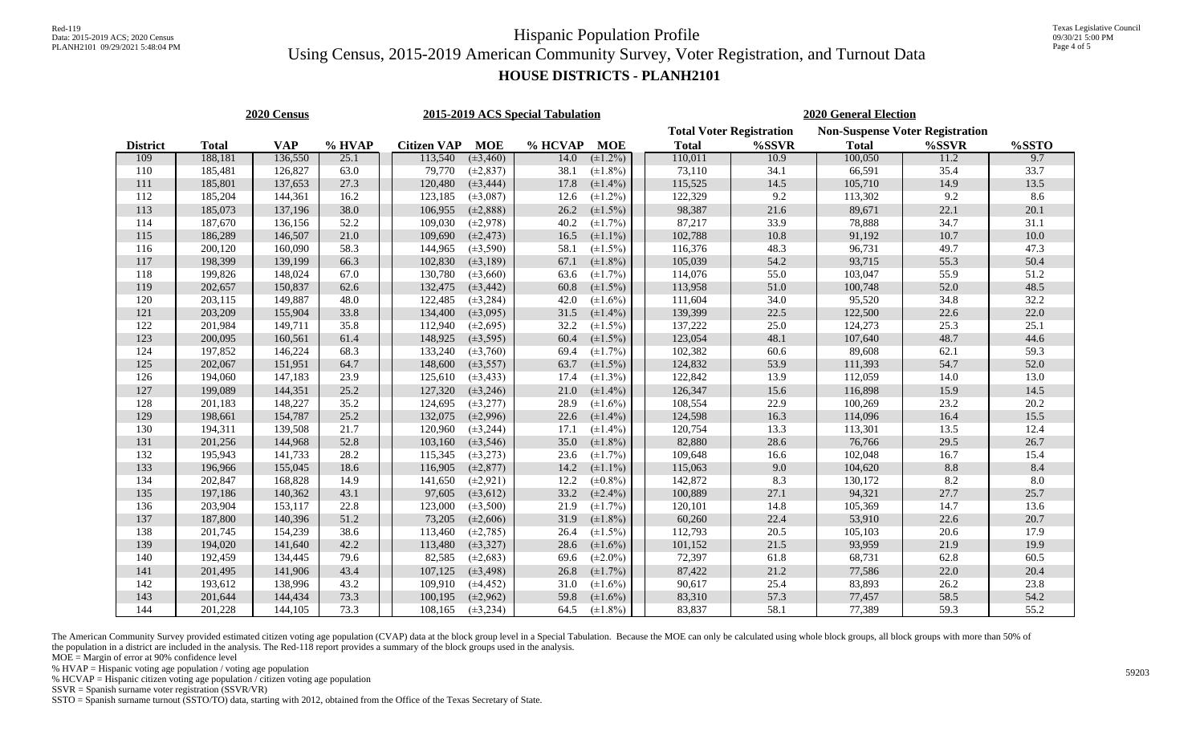# Hispanic Population Profile

## Using Census, 2015-2019 American Community Survey, Voter Registration, and Turnout Data

### HOUSE DISTRICTS - PLANH2101

| | 2020 Census | | | 2015-2019 ACS Special Tabulation | | | | 2020 General Election | | | | |
|---|---|---|---|---|---|---|---|---|---|---|---|---|
| | | | | | | | | Total Voter Registration | | Non-Suspense Voter Registration | | |
| District | Total | VAP | % HVAP | Citizen VAP | MOE | % HCVAP | MOE | Total | %SSVR | Total | %SSVR | %SSTO |
| 109 | 188,181 | 136,550 | 25.1 | 113,540 | (±3,460) | 14.0 | (±1.2%) | 110,011 | 10.9 | 100,050 | 11.2 | 9.7 |
| 110 | 185,481 | 126,827 | 63.0 | 79,770 | (±2,837) | 38.1 | (±1.8%) | 73,110 | 34.1 | 66,591 | 35.4 | 33.7 |
| 111 | 185,801 | 137,653 | 27.3 | 120,480 | (±3,444) | 17.8 | (±1.4%) | 115,525 | 14.5 | 105,710 | 14.9 | 13.5 |
| 112 | 185,204 | 144,361 | 16.2 | 123,185 | (±3,087) | 12.6 | (±1.2%) | 122,329 | 9.2 | 113,302 | 9.2 | 8.6 |
| 113 | 185,073 | 137,196 | 38.0 | 106,955 | (±2,888) | 26.2 | (±1.5%) | 98,387 | 21.6 | 89,671 | 22.1 | 20.1 |
| 114 | 187,670 | 136,156 | 52.2 | 109,030 | (±2,978) | 40.2 | (±1.7%) | 87,217 | 33.9 | 78,888 | 34.7 | 31.1 |
| 115 | 186,289 | 146,507 | 21.0 | 109,690 | (±2,473) | 16.5 | (±1.1%) | 102,788 | 10.8 | 91,192 | 10.7 | 10.0 |
| 116 | 200,120 | 160,090 | 58.3 | 144,965 | (±3,590) | 58.1 | (±1.5%) | 116,376 | 48.3 | 96,731 | 49.7 | 47.3 |
| 117 | 198,399 | 139,199 | 66.3 | 102,830 | (±3,189) | 67.1 | (±1.8%) | 105,039 | 54.2 | 93,715 | 55.3 | 50.4 |
| 118 | 199,826 | 148,024 | 67.0 | 130,780 | (±3,660) | 63.6 | (±1.7%) | 114,076 | 55.0 | 103,047 | 55.9 | 51.2 |
| 119 | 202,657 | 150,837 | 62.6 | 132,475 | (±3,442) | 60.8 | (±1.5%) | 113,958 | 51.0 | 100,748 | 52.0 | 48.5 |
| 120 | 203,115 | 149,887 | 48.0 | 122,485 | (±3,284) | 42.0 | (±1.6%) | 111,604 | 34.0 | 95,520 | 34.8 | 32.2 |
| 121 | 203,209 | 155,904 | 33.8 | 134,400 | (±3,095) | 31.5 | (±1.4%) | 139,399 | 22.5 | 122,500 | 22.6 | 22.0 |
| 122 | 201,984 | 149,711 | 35.8 | 112,940 | (±2,695) | 32.2 | (±1.5%) | 137,222 | 25.0 | 124,273 | 25.3 | 25.1 |
| 123 | 200,095 | 160,561 | 61.4 | 148,925 | (±3,595) | 60.4 | (±1.5%) | 123,054 | 48.1 | 107,640 | 48.7 | 44.6 |
| 124 | 197,852 | 146,224 | 68.3 | 133,240 | (±3,760) | 69.4 | (±1.7%) | 102,382 | 60.6 | 89,608 | 62.1 | 59.3 |
| 125 | 202,067 | 151,951 | 64.7 | 148,600 | (±3,557) | 63.7 | (±1.5%) | 124,832 | 53.9 | 111,393 | 54.7 | 52.0 |
| 126 | 194,060 | 147,183 | 23.9 | 125,610 | (±3,433) | 17.4 | (±1.3%) | 122,842 | 13.9 | 112,059 | 14.0 | 13.0 |
| 127 | 199,089 | 144,351 | 25.2 | 127,320 | (±3,246) | 21.0 | (±1.4%) | 126,347 | 15.6 | 116,898 | 15.9 | 14.5 |
| 128 | 201,183 | 148,227 | 35.2 | 124,695 | (±3,277) | 28.9 | (±1.6%) | 108,554 | 22.9 | 100,269 | 23.2 | 20.2 |
| 129 | 198,661 | 154,787 | 25.2 | 132,075 | (±2,996) | 22.6 | (±1.4%) | 124,598 | 16.3 | 114,096 | 16.4 | 15.5 |
| 130 | 194,311 | 139,508 | 21.7 | 120,960 | (±3,244) | 17.1 | (±1.4%) | 120,754 | 13.3 | 113,301 | 13.5 | 12.4 |
| 131 | 201,256 | 144,968 | 52.8 | 103,160 | (±3,546) | 35.0 | (±1.8%) | 82,880 | 28.6 | 76,766 | 29.5 | 26.7 |
| 132 | 195,943 | 141,733 | 28.2 | 115,345 | (±3,273) | 23.6 | (±1.7%) | 109,648 | 16.6 | 102,048 | 16.7 | 15.4 |
| 133 | 196,966 | 155,045 | 18.6 | 116,905 | (±2,877) | 14.2 | (±1.1%) | 115,063 | 9.0 | 104,620 | 8.8 | 8.4 |
| 134 | 202,847 | 168,828 | 14.9 | 141,650 | (±2,921) | 12.2 | (±0.8%) | 142,872 | 8.3 | 130,172 | 8.2 | 8.0 |
| 135 | 197,186 | 140,362 | 43.1 | 97,605 | (±3,612) | 33.2 | (±2.4%) | 100,889 | 27.1 | 94,321 | 27.7 | 25.7 |
| 136 | 203,904 | 153,117 | 22.8 | 123,000 | (±3,500) | 21.9 | (±1.7%) | 120,101 | 14.8 | 105,369 | 14.7 | 13.6 |
| 137 | 187,800 | 140,396 | 51.2 | 73,205 | (±2,606) | 31.9 | (±1.8%) | 60,260 | 22.4 | 53,910 | 22.6 | 20.7 |
| 138 | 201,745 | 154,239 | 38.6 | 113,460 | (±2,785) | 26.4 | (±1.5%) | 112,793 | 20.5 | 105,103 | 20.6 | 17.9 |
| 139 | 194,020 | 141,640 | 42.2 | 113,480 | (±3,327) | 28.6 | (±1.6%) | 101,152 | 21.5 | 93,959 | 21.9 | 19.9 |
| 140 | 192,459 | 134,445 | 79.6 | 82,585 | (±2,683) | 69.6 | (±2.0%) | 72,397 | 61.8 | 68,731 | 62.8 | 60.5 |
| 141 | 201,495 | 141,906 | 43.4 | 107,125 | (±3,498) | 26.8 | (±1.7%) | 87,422 | 21.2 | 77,586 | 22.0 | 20.4 |
| 142 | 193,612 | 138,996 | 43.2 | 109,910 | (±4,452) | 31.0 | (±1.6%) | 90,617 | 25.4 | 83,893 | 26.2 | 23.8 |
| 143 | 201,644 | 144,434 | 73.3 | 100,195 | (±2,962) | 59.8 | (±1.6%) | 83,310 | 57.3 | 77,457 | 58.5 | 54.2 |
| 144 | 201,228 | 144,105 | 73.3 | 108,165 | (±3,234) | 64.5 | (±1.8%) | 83,837 | 58.1 | 77,389 | 59.3 | 55.2 |

The American Community Survey provided estimated citizen voting age population (CVAP) data at the block group level in a Special Tabulation. Because the MOE can only be calculated using whole block groups, all block groups with more than 50% of the population in a district are included in the analysis. The Red-118 report provides a summary of the block groups used in the analysis.

MOE = Margin of error at 90% confidence level

% HVAP = Hispanic voting age population / voting age population

% HCVAP = Hispanic citizen voting age population / citizen voting age population

SSVR = Spanish surname voter registration (SSVR/VR)

SSTO = Spanish surname turnout (SSTO/TO) data, starting with 2012, obtained from the Office of the Texas Secretary of State.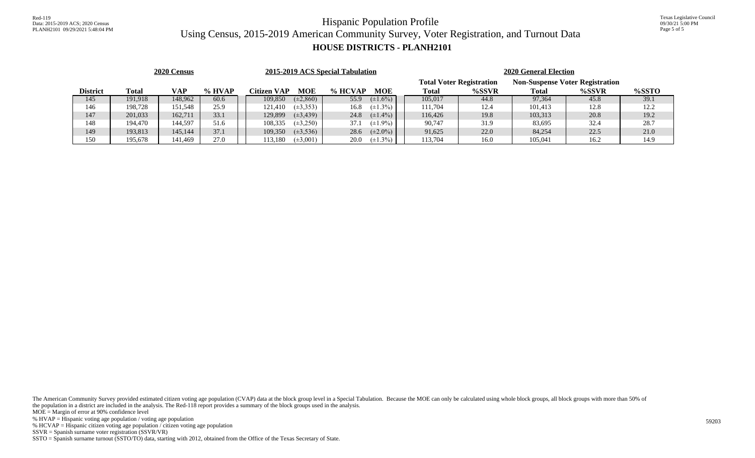# Hispanic Population Profile

## Using Census, 2015-2019 American Community Survey, Voter Registration, and Turnout Data

### HOUSE DISTRICTS - PLANH2101

| | 2020 Census | | | 2015-2019 ACS Special Tabulation | | | | 2020 General Election | | | | |
|---|---|---|---|---|---|---|---|---|---|---|---|---|
| | | | | | | | | Total Voter Registration | | Non-Suspense Voter Registration | | |
| District | Total | VAP | % HVAP | Citizen VAP | MOE | % HCVAP | MOE | Total | %SSVR | Total | %SSVR | %SSTO |
| 145 | 191,918 | 148,962 | 60.6 | 109,850 | (±2,860) | 55.9 | (±1.6%) | 105,017 | 44.8 | 97,364 | 45.8 | 39.1 |
| 146 | 198,728 | 151,548 | 25.9 | 121,410 | (±3,353) | 16.8 | (±1.3%) | 111,704 | 12.4 | 101,413 | 12.8 | 12.2 |
| 147 | 201,033 | 162,711 | 33.1 | 129,899 | (±3,439) | 24.8 | (±1.4%) | 116,426 | 19.8 | 103,313 | 20.8 | 19.2 |
| 148 | 194,470 | 144,597 | 51.6 | 108,335 | (±3,250) | 37.1 | (±1.9%) | 90,747 | 31.9 | 83,695 | 32.4 | 28.7 |
| 149 | 193,813 | 145,144 | 37.1 | 109,350 | (±3,536) | 28.6 | (±2.0%) | 91,625 | 22.0 | 84,254 | 22.5 | 21.0 |
| 150 | 195,678 | 141,469 | 27.0 | 113,180 | (±3,001) | 20.0 | (±1.3%) | 113,704 | 16.0 | 105,041 | 16.2 | 14.9 |

The American Community Survey provided estimated citizen voting age population (CVAP) data at the block group level in a Special Tabulation. Because the MOE can only be calculated using whole block groups, all block groups with more than 50% of the population in a district are included in the analysis. The Red-118 report provides a summary of the block groups used in the analysis.

MOE = Margin of error at 90% confidence level

% HVAP = Hispanic voting age population / voting age population

% HCVAP = Hispanic citizen voting age population / citizen voting age population

SSVR = Spanish surname voter registration (SSVR/VR)

SSTO = Spanish surname turnout (SSTO/TO) data, starting with 2012, obtained from the Office of the Texas Secretary of State.